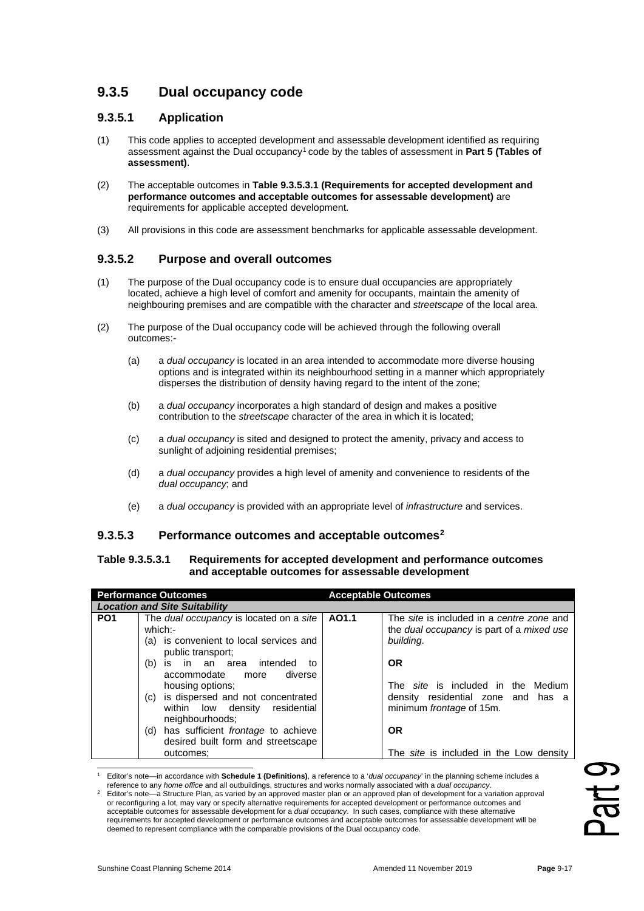## 9.3.5 Dual occupancy code

### 9.3.5.1 Application

(1) This code applies to accepted development and assessable development identified as requiring assessment against the Dual occupancy[1] code by the tables of assessment in **Part 5 (Tables of assessment)**.

(2) The acceptable outcomes in **Table 9.3.5.3.1 (Requirements for accepted development and performance outcomes and acceptable outcomes for assessable development)** are requirements for applicable accepted development.

(3) All provisions in this code are assessment benchmarks for applicable assessable development.

### 9.3.5.2 Purpose and overall outcomes

(1) The purpose of the Dual occupancy code is to ensure dual occupancies are appropriately located, achieve a high level of comfort and amenity for occupants, maintain the amenity of neighbouring premises and are compatible with the character and *streetscape* of the local area.

(2) The purpose of the Dual occupancy code will be achieved through the following overall outcomes:-

(a) a *dual occupancy* is located in an area intended to accommodate more diverse housing options and is integrated within its neighbourhood setting in a manner which appropriately disperses the distribution of density having regard to the intent of the zone;

(b) a *dual occupancy* incorporates a high standard of design and makes a positive contribution to the *streetscape* character of the area in which it is located;

(c) a *dual occupancy* is sited and designed to protect the amenity, privacy and access to sunlight of adjoining residential premises;

(d) a *dual occupancy* provides a high level of amenity and convenience to residents of the *dual occupancy*; and

(e) a *dual occupancy* is provided with an appropriate level of *infrastructure* and services.

### 9.3.5.3 Performance outcomes and acceptable outcomes[2]

**Table 9.3.5.3.1 Requirements for accepted development and performance outcomes and acceptable outcomes for assessable development**

| Performance Outcomes | | Acceptable Outcomes | |
|---|---|---|---|
| ***Location and Site Suitability*** | | | |
| **PO1** | The *dual occupancy* is located on a *site* which:-<br>(a) is convenient to local services and public transport;<br>(b) is in an area intended to accommodate more diverse housing options;<br>(c) is dispersed and not concentrated within low density residential neighbourhoods;<br>(d) has sufficient *frontage* to achieve desired built form and streetscape outcomes; | **AO1.1** | The *site* is included in a *centre zone* and the *dual occupancy* is part of a *mixed use building*.<br><br>**OR**<br><br>The *site* is included in the Medium density residential zone and has a minimum *frontage* of 15m.<br><br>**OR**<br><br>The *site* is included in the Low density |

[1] Editor's note—in accordance with **Schedule 1 (Definitions)**, a reference to a '*dual occupancy*' in the planning scheme includes a reference to any *home office* and all outbuildings, structures and works normally associated with a *dual occupancy*.

[2] Editor's note—a Structure Plan, as varied by an approved master plan or an approved plan of development for a variation approval or reconfiguring a lot, may vary or specify alternative requirements for accepted development or performance outcomes and acceptable outcomes for assessable development for a *dual occupancy*. In such cases, compliance with these alternative requirements for accepted development or performance outcomes and acceptable outcomes for assessable development will be deemed to represent compliance with the comparable provisions of the Dual occupancy code.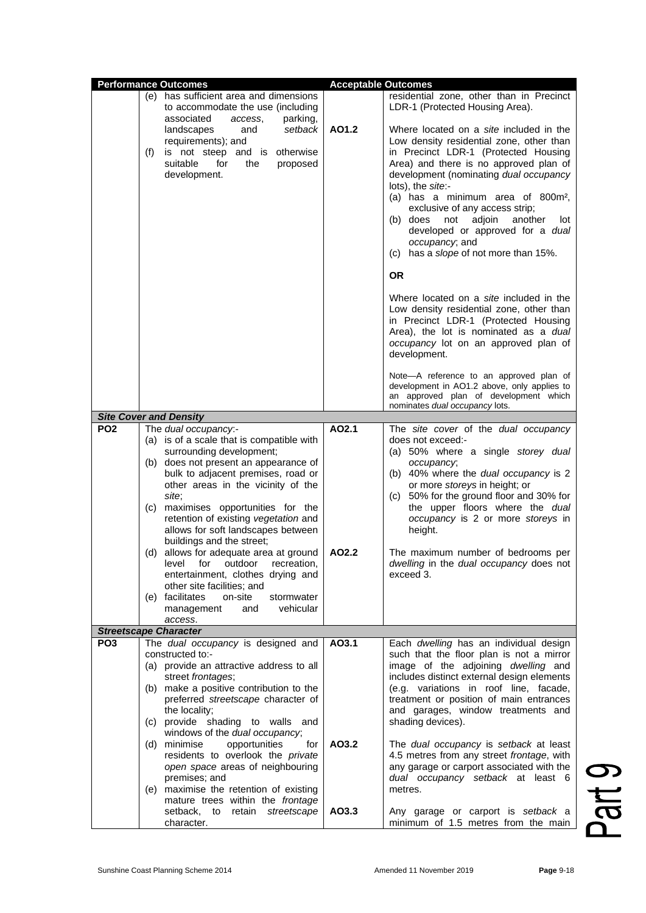| Performance Outcomes | | Acceptable Outcomes | |
|---|---|---|---|
| | (e) has sufficient area and dimensions to accommodate the use (including associated *access*, parking, landscapes and *setback* requirements); and<br>(f) is not steep and is otherwise suitable for the proposed development. | | residential zone, other than in Precinct LDR-1 (Protected Housing Area). |
| | | AO1.2 | Where located on a *site* included in the Low density residential zone, other than in Precinct LDR-1 (Protected Housing Area) and there is no approved plan of development (nominating *dual occupancy* lots), the *site*:-<br>(a) has a minimum area of 800m², exclusive of any access strip;<br>(b) does not adjoin another lot developed or approved for a *dual occupancy*; and<br>(c) has a *slope* of not more than 15%.<br><br>**OR**<br><br>Where located on a *site* included in the Low density residential zone, other than in Precinct LDR-1 (Protected Housing Area), the lot is nominated as a *dual occupancy* lot on an approved plan of development.<br><br>Note—A reference to an approved plan of development in AO1.2 above, only applies to an approved plan of development which nominates *dual occupancy* lots. |
| ***Site Cover and Density*** | | | |
| **PO2** | The *dual occupancy*:-<br>(a) is of a scale that is compatible with surrounding development;<br>(b) does not present an appearance of bulk to adjacent premises, road or other areas in the vicinity of the *site*;<br>(c) maximises opportunities for the retention of existing *vegetation* and allows for soft landscapes between buildings and the street;<br>(d) allows for adequate area at ground level for outdoor recreation, entertainment, clothes drying and other site facilities; and<br>(e) facilitates on-site stormwater management and vehicular *access*. | AO2.1 | The *site cover* of the *dual occupancy* does not exceed:-<br>(a) 50% where a single *storey dual occupancy*;<br>(b) 40% where the *dual occupancy* is 2 or more *storeys* in height; or<br>(c) 50% for the ground floor and 30% for the upper floors where the *dual occupancy* is 2 or more *storeys* in height. |
| | | AO2.2 | The maximum number of bedrooms per *dwelling* in the *dual occupancy* does not exceed 3. |
| ***Streetscape Character*** | | | |
| **PO3** | The *dual occupancy* is designed and constructed to:-<br>(a) provide an attractive address to all street *frontages*;<br>(b) make a positive contribution to the preferred *streetscape* character of the locality;<br>(c) provide shading to walls and windows of the *dual occupancy*;<br>(d) minimise opportunities for residents to overlook the *private open space* areas of neighbouring premises; and<br>(e) maximise the retention of existing mature trees within the *frontage* setback, to retain *streetscape* character. | AO3.1 | Each *dwelling* has an individual design such that the floor plan is not a mirror image of the adjoining *dwelling* and includes distinct external design elements (e.g. variations in roof line, facade, treatment or position of main entrances and garages, window treatments and shading devices). |
| | | AO3.2 | The *dual occupancy* is *setback* at least 4.5 metres from any street *frontage*, with any garage or carport associated with the *dual occupancy setback* at least 6 metres. |
| | | AO3.3 | Any garage or carport is *setback* a minimum of 1.5 metres from the main |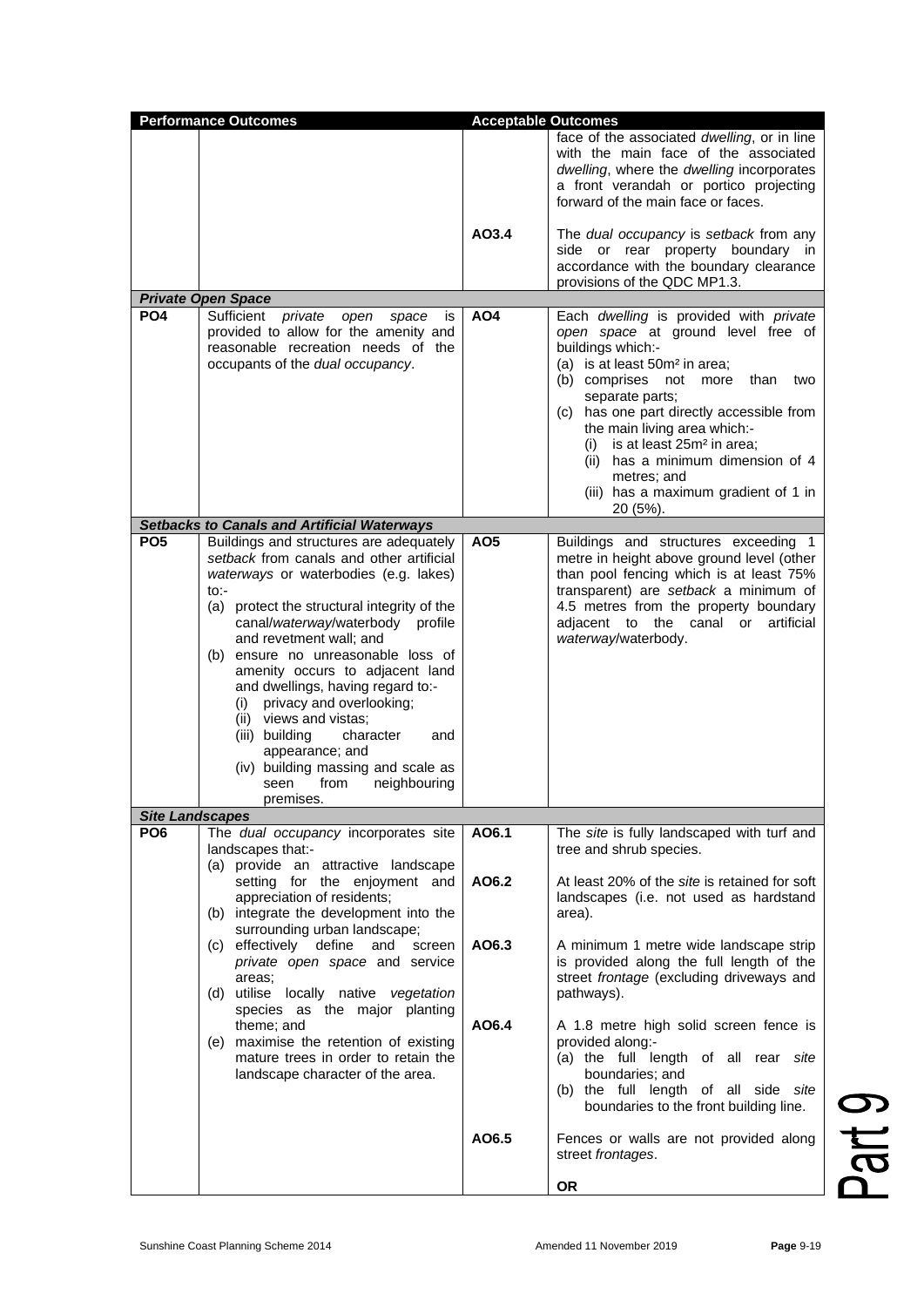| Performance Outcomes | | Acceptable Outcomes | |
|---|---|---|---|
| | | | face of the associated *dwelling*, or in line with the main face of the associated *dwelling*, where the *dwelling* incorporates a front verandah or portico projecting forward of the main face or faces. |
| | | AO3.4 | The *dual occupancy* is *setback* from any side or rear property boundary in accordance with the boundary clearance provisions of the QDC MP1.3. |
| ***Private Open Space*** | | | |
| **PO4** | Sufficient *private open space* is provided to allow for the amenity and reasonable recreation needs of the occupants of the *dual occupancy*. | **AO4** | Each *dwelling* is provided with *private open space* at ground level free of buildings which:-<br>(a) is at least 50m² in area;<br>(b) comprises not more than two separate parts;<br>(c) has one part directly accessible from the main living area which:-<br>(i) is at least 25m² in area;<br>(ii) has a minimum dimension of 4 metres; and<br>(iii) has a maximum gradient of 1 in 20 (5%). |
| ***Setbacks to Canals and Artificial Waterways*** | | | |
| **PO5** | Buildings and structures are adequately *setback* from canals and other artificial *waterways* or waterbodies (e.g. lakes) to:-<br>(a) protect the structural integrity of the canal/*waterway*/waterbody profile and revetment wall; and<br>(b) ensure no unreasonable loss of amenity occurs to adjacent land and dwellings, having regard to:-<br>(i) privacy and overlooking;<br>(ii) views and vistas;<br>(iii) building character and appearance; and<br>(iv) building massing and scale as seen from neighbouring premises. | **AO5** | Buildings and structures exceeding 1 metre in height above ground level (other than pool fencing which is at least 75% transparent) are *setback* a minimum of 4.5 metres from the property boundary adjacent to the canal or artificial *waterway*/waterbody. |
| ***Site Landscapes*** | | | |
| **PO6** | The *dual occupancy* incorporates site landscapes that:-<br>(a) provide an attractive landscape setting for the enjoyment and appreciation of residents;<br>(b) integrate the development into the surrounding urban landscape;<br>(c) effectively define and screen *private open space* and service areas;<br>(d) utilise locally native *vegetation* species as the major planting theme; and<br>(e) maximise the retention of existing mature trees in order to retain the landscape character of the area. | **AO6.1** | The *site* is fully landscaped with turf and tree and shrub species. |
| | | **AO6.2** | At least 20% of the *site* is retained for soft landscapes (i.e. not used as hardstand area). |
| | | **AO6.3** | A minimum 1 metre wide landscape strip is provided along the full length of the street *frontage* (excluding driveways and pathways). |
| | | **AO6.4** | A 1.8 metre high solid screen fence is provided along:-<br>(a) the full length of all rear *site* boundaries; and<br>(b) the full length of all side *site* boundaries to the front building line. |
| | | **AO6.5** | Fences or walls are not provided along street *frontages*.<br><br>**OR** |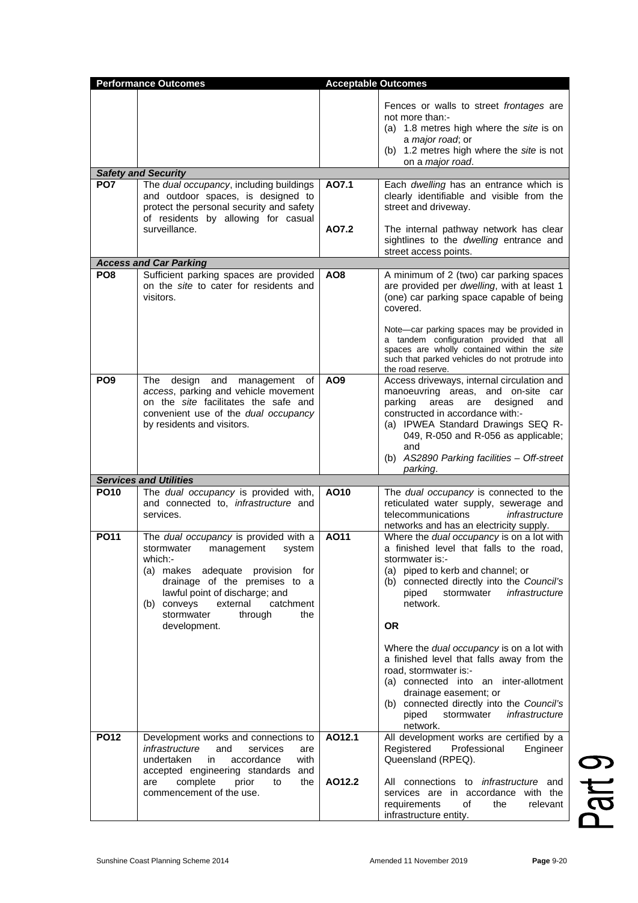| Performance Outcomes | | Acceptable Outcomes | |
|---|---|---|---|
| | | | Fences or walls to street *frontages* are not more than:-<br>(a) 1.8 metres high where the *site* is on a *major road*; or<br>(b) 1.2 metres high where the *site* is not on a *major road*. |
| ***Safety and Security*** | | | |
| **PO7** | The *dual occupancy*, including buildings and outdoor spaces, is designed to protect the personal security and safety of residents by allowing for casual surveillance. | **AO7.1** | Each *dwelling* has an entrance which is clearly identifiable and visible from the street and driveway. |
| | | **AO7.2** | The internal pathway network has clear sightlines to the *dwelling* entrance and street access points. |
| ***Access and Car Parking*** | | | |
| **PO8** | Sufficient parking spaces are provided on the *site* to cater for residents and visitors. | **AO8** | A minimum of 2 (two) car parking spaces are provided per *dwelling*, with at least 1 (one) car parking space capable of being covered.<br><br>Note—car parking spaces may be provided in a tandem configuration provided that all spaces are wholly contained within the *site* such that parked vehicles do not protrude into the road reserve. |
| **PO9** | The design and management of *access*, parking and vehicle movement on the *site* facilitates the safe and convenient use of the *dual occupancy* by residents and visitors. | **AO9** | Access driveways, internal circulation and manoeuvring areas, and on-site car parking areas are designed and constructed in accordance with:-<br>(a) IPWEA Standard Drawings SEQ R-049, R-050 and R-056 as applicable; and<br>(b) *AS2890 Parking facilities – Off-street parking*. |
| ***Services and Utilities*** | | | |
| **PO10** | The *dual occupancy* is provided with, and connected to, *infrastructure* and services. | **AO10** | The *dual occupancy* is connected to the reticulated water supply, sewerage and telecommunications *infrastructure* networks and has an electricity supply. |
| **PO11** | The *dual occupancy* is provided with a stormwater management system which:-<br>(a) makes adequate provision for drainage of the premises to a lawful point of discharge; and<br>(b) conveys external catchment stormwater through the development. | **AO11** | Where the *dual occupancy* is on a lot with a finished level that falls to the road, stormwater is:-<br>(a) piped to kerb and channel; or<br>(b) connected directly into the *Council's* piped stormwater *infrastructure* network.<br><br>**OR**<br><br>Where the *dual occupancy* is on a lot with a finished level that falls away from the road, stormwater is:-<br>(a) connected into an inter-allotment drainage easement; or<br>(b) connected directly into the *Council's* piped stormwater *infrastructure* network. |
| **PO12** | Development works and connections to *infrastructure* and services are undertaken in accordance with accepted engineering standards and are complete prior to the commencement of the use. | **AO12.1** | All development works are certified by a Registered Professional Engineer Queensland (RPEQ). |
| | | **AO12.2** | All connections to *infrastructure* and services are in accordance with the requirements of the relevant infrastructure entity. |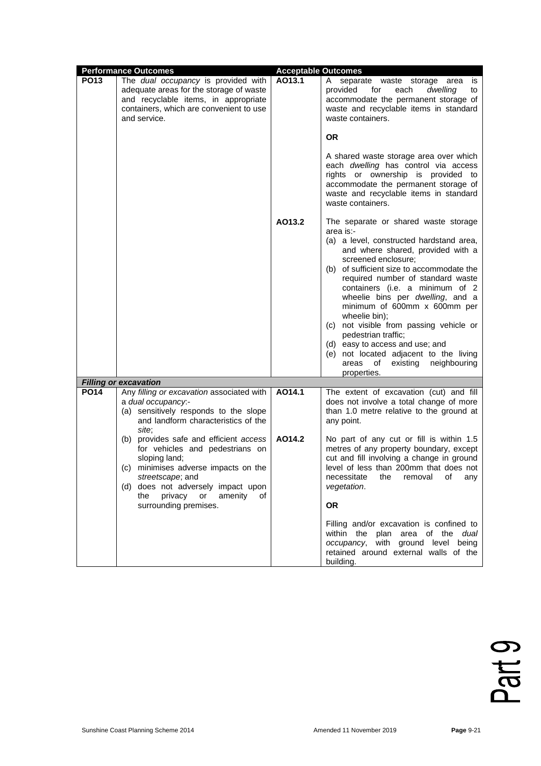| Performance Outcomes | | Acceptable Outcomes | |
|---|---|---|---|
| **PO13** | The *dual occupancy* is provided with adequate areas for the storage of waste and recyclable items, in appropriate containers, which are convenient to use and service. | **AO13.1** | A separate waste storage area is provided for each *dwelling* to accommodate the permanent storage of waste and recyclable items in standard waste containers.<br><br>**OR**<br><br>A shared waste storage area over which each *dwelling* has control via access rights or ownership is provided to accommodate the permanent storage of waste and recyclable items in standard waste containers. |
| | | **AO13.2** | The separate or shared waste storage area is:-<br>(a) a level, constructed hardstand area, and where shared, provided with a screened enclosure;<br>(b) of sufficient size to accommodate the required number of standard waste containers (i.e. a minimum of 2 wheelie bins per *dwelling*, and a minimum of 600mm x 600mm per wheelie bin);<br>(c) not visible from passing vehicle or pedestrian traffic;<br>(d) easy to access and use; and<br>(e) not located adjacent to the living areas of existing neighbouring properties. |
| ***Filling or excavation*** | | | |
| **PO14** | Any *filling or excavation* associated with a *dual occupancy*:-<br>(a) sensitively responds to the slope and landform characteristics of the *site*;<br>(b) provides safe and efficient *access* for vehicles and pedestrians on sloping land;<br>(c) minimises adverse impacts on the *streetscape*; and<br>(d) does not adversely impact upon the privacy or amenity of surrounding premises. | **AO14.1** | The extent of excavation (cut) and fill does not involve a total change of more than 1.0 metre relative to the ground at any point. |
| | | **AO14.2** | No part of any cut or fill is within 1.5 metres of any property boundary, except cut and fill involving a change in ground level of less than 200mm that does not necessitate the removal of any *vegetation*.<br><br>**OR**<br><br>Filling and/or excavation is confined to within the plan area of the *dual occupancy*, with ground level being retained around external walls of the building. |